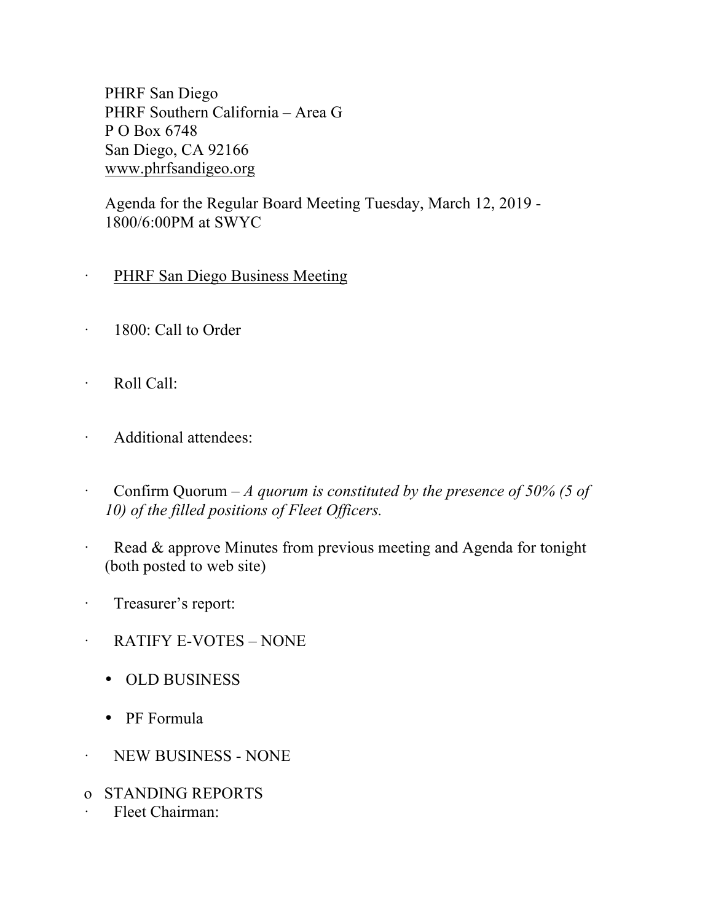PHRF San Diego
PHRF Southern California – Area G
P O Box 6748
San Diego, CA 92166
www.phrfsandigeo.org

Agenda for the Regular Board Meeting Tuesday, March 12, 2019 - 1800/6:00PM at SWYC

- PHRF San Diego Business Meeting
- 1800: Call to Order
- Roll Call:
- Additional attendees:
- Confirm Quorum – *A quorum is constituted by the presence of 50% (5 of 10) of the filled positions of Fleet Officers.*
- Read & approve Minutes from previous meeting and Agenda for tonight (both posted to web site)
- Treasurer's report:
- RATIFY E-VOTES – NONE
  - OLD BUSINESS
  - PF Formula
- NEW BUSINESS - NONE

- STANDING REPORTS
  - Fleet Chairman: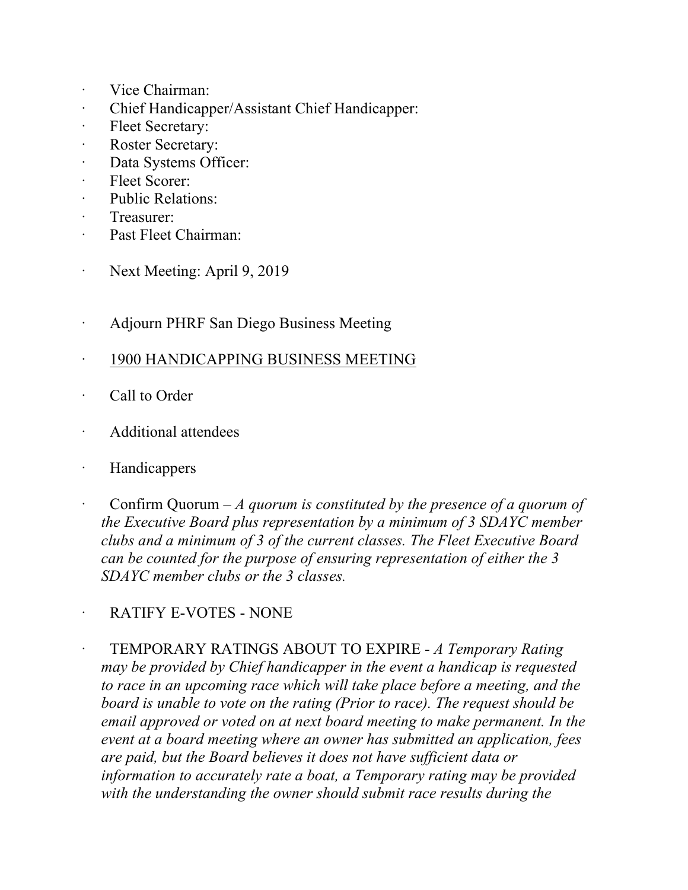- Vice Chairman:
- Chief Handicapper/Assistant Chief Handicapper:
- Fleet Secretary:
- Roster Secretary:
- Data Systems Officer:
- Fleet Scorer:
- Public Relations:
- Treasurer:
- Past Fleet Chairman:

- Next Meeting: April 9, 2019

- Adjourn PHRF San Diego Business Meeting

- <u>1900 HANDICAPPING BUSINESS MEETING</u>

- Call to Order

- Additional attendees

- Handicappers

- Confirm Quorum – *A quorum is constituted by the presence of a quorum of the Executive Board plus representation by a minimum of 3 SDAYC member clubs and a minimum of 3 of the current classes. The Fleet Executive Board can be counted for the purpose of ensuring representation of either the 3 SDAYC member clubs or the 3 classes.*

- RATIFY E-VOTES - NONE

- TEMPORARY RATINGS ABOUT TO EXPIRE - *A Temporary Rating may be provided by Chief handicapper in the event a handicap is requested to race in an upcoming race which will take place before a meeting, and the board is unable to vote on the rating (Prior to race). The request should be email approved or voted on at next board meeting to make permanent. In the event at a board meeting where an owner has submitted an application, fees are paid, but the Board believes it does not have sufficient data or information to accurately rate a boat, a Temporary rating may be provided with the understanding the owner should submit race results during the*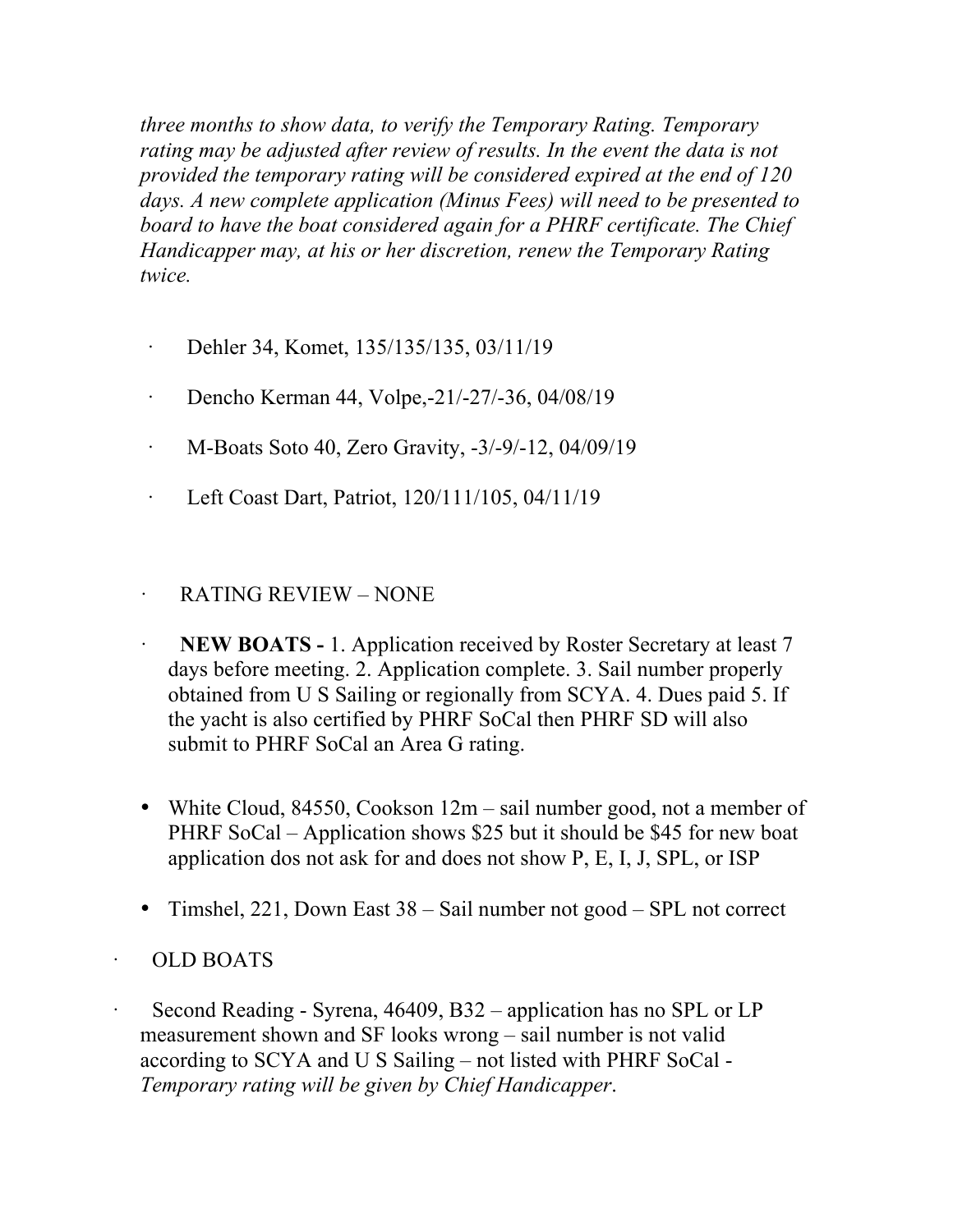*three months to show data, to verify the Temporary Rating. Temporary rating may be adjusted after review of results. In the event the data is not provided the temporary rating will be considered expired at the end of 120 days. A new complete application (Minus Fees) will need to be presented to board to have the boat considered again for a PHRF certificate. The Chief Handicapper may, at his or her discretion, renew the Temporary Rating twice.*

- Dehler 34, Komet, 135/135/135, 03/11/19
- Dencho Kerman 44, Volpe,-21/-27/-36, 04/08/19
- M-Boats Soto 40, Zero Gravity, -3/-9/-12, 04/09/19
- Left Coast Dart, Patriot, 120/111/105, 04/11/19

- RATING REVIEW – NONE
- **NEW BOATS -** 1. Application received by Roster Secretary at least 7 days before meeting. 2. Application complete. 3. Sail number properly obtained from U S Sailing or regionally from SCYA. 4. Dues paid 5. If the yacht is also certified by PHRF SoCal then PHRF SD will also submit to PHRF SoCal an Area G rating.

- White Cloud, 84550, Cookson 12m – sail number good, not a member of PHRF SoCal – Application shows $25 but it should be $45 for new boat application dos not ask for and does not show P, E, I, J, SPL, or ISP
- Timshel, 221, Down East 38 – Sail number not good – SPL not correct

- OLD BOATS
- Second Reading - Syrena, 46409, B32 – application has no SPL or LP measurement shown and SF looks wrong – sail number is not valid according to SCYA and U S Sailing – not listed with PHRF SoCal - *Temporary rating will be given by Chief Handicapper*.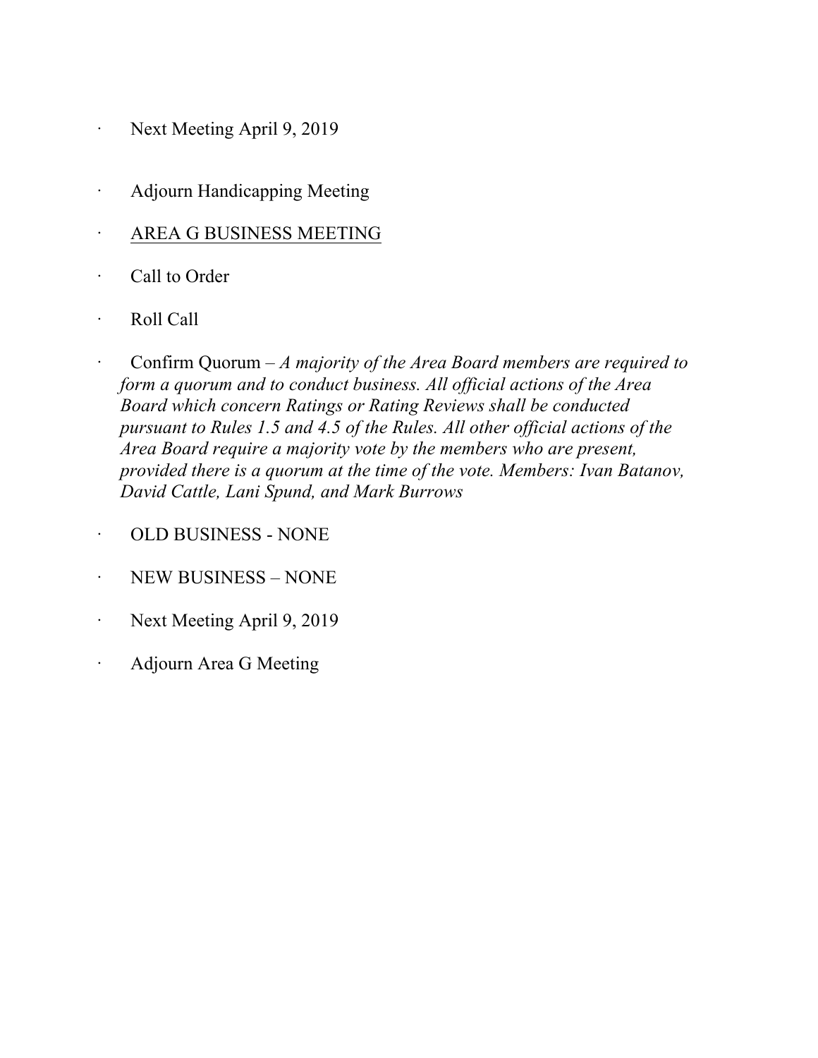- Next Meeting April 9, 2019

- Adjourn Handicapping Meeting

- <u>AREA G BUSINESS MEETING</u>

- Call to Order

- Roll Call

- Confirm Quorum – *A majority of the Area Board members are required to form a quorum and to conduct business. All official actions of the Area Board which concern Ratings or Rating Reviews shall be conducted pursuant to Rules 1.5 and 4.5 of the Rules. All other official actions of the Area Board require a majority vote by the members who are present, provided there is a quorum at the time of the vote. Members: Ivan Batanov, David Cattle, Lani Spund, and Mark Burrows*

- OLD BUSINESS - NONE

- NEW BUSINESS – NONE

- Next Meeting April 9, 2019

- Adjourn Area G Meeting